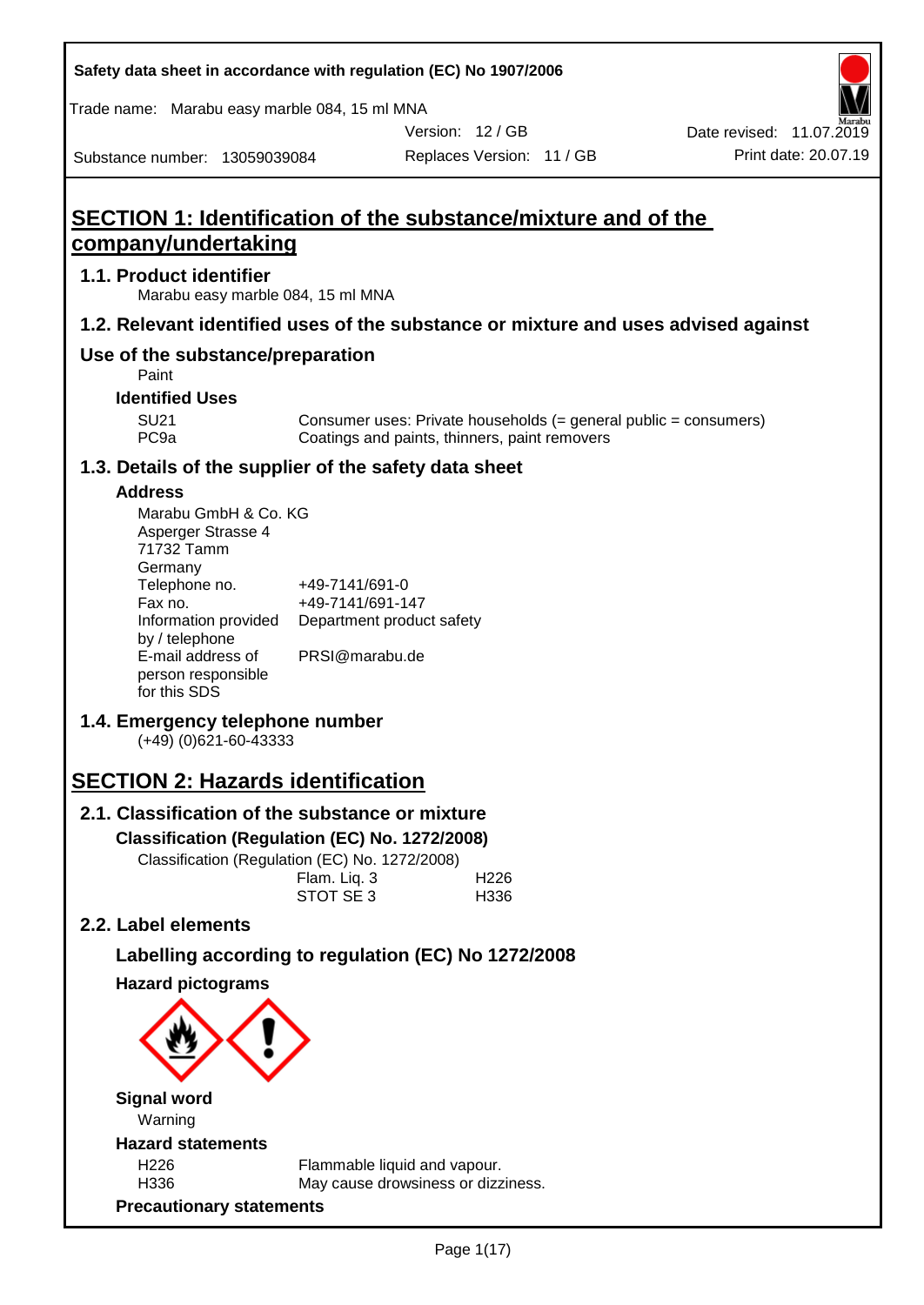# SECTION 1: Identification of the substance/mixture and of the company/undertaking

## 1.1. Product identifier

Marabu easy marble 084, 15 ml MNA

## 1.2. Relevant identified uses of the substance or mixture and uses advised against

## Use of the substance/preparation

Paint

### Identified Uses

| | |
|---|---|
| SU21 | Consumer uses: Private households (= general public = consumers) |
| PC9a | Coatings and paints, thinners, paint removers |

## 1.3. Details of the supplier of the safety data sheet

### Address

Marabu GmbH & Co. KG
Asperger Strasse 4
71732 Tamm
Germany

| | |
|---|---|
| Telephone no. | +49-7141/691-0 |
| Fax no. | +49-7141/691-147 |
| Information provided by / telephone | Department product safety |
| E-mail address of person responsible for this SDS | PRSI@marabu.de |

## 1.4. Emergency telephone number

(+49) (0)621-60-43333

# SECTION 2: Hazards identification

## 2.1. Classification of the substance or mixture

### Classification (Regulation (EC) No. 1272/2008)

Classification (Regulation (EC) No. 1272/2008)

| | |
|---|---|
| Flam. Liq. 3 | H226 |
| STOT SE 3 | H336 |

## 2.2. Label elements

### Labelling according to regulation (EC) No 1272/2008

### Hazard pictograms

### Signal word

Warning

### Hazard statements

| | |
|---|---|
| H226 | Flammable liquid and vapour. |
| H336 | May cause drowsiness or dizziness. |

### Precautionary statements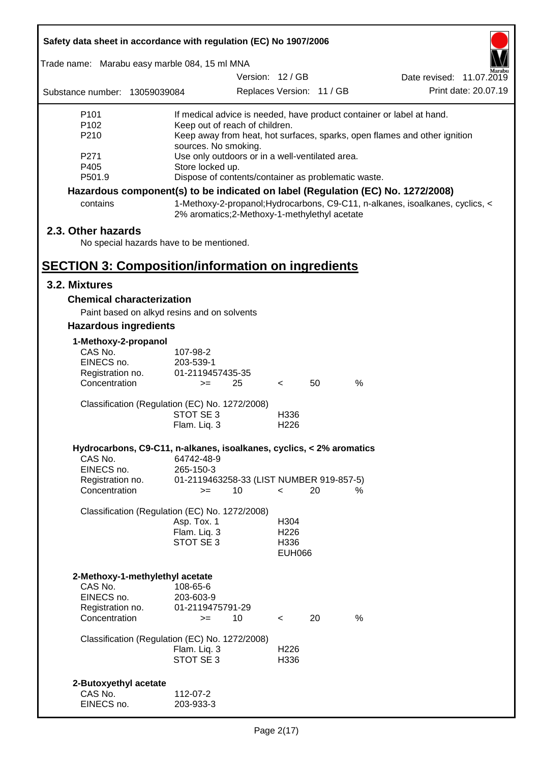| | |
|---|---|
| P101 | If medical advice is needed, have product container or label at hand. |
| P102 | Keep out of reach of children. |
| P210 | Keep away from heat, hot surfaces, sparks, open flames and other ignition sources. No smoking. |
| P271 | Use only outdoors or in a well-ventilated area. |
| P405 | Store locked up. |
| P501.9 | Dispose of contents/container as problematic waste. |

**Hazardous component(s) to be indicated on label (Regulation (EC) No. 1272/2008)**

| | |
|---|---|
| contains | 1-Methoxy-2-propanol;Hydrocarbons, C9-C11, n-alkanes, isoalkanes, cyclics, < 2% aromatics;2-Methoxy-1-methylethyl acetate |

## 2.3. Other hazards

No special hazards have to be mentioned.

# SECTION 3: Composition/information on ingredients

## 3.2. Mixtures

### Chemical characterization

Paint based on alkyd resins and on solvents

### Hazardous ingredients

**1-Methoxy-2-propanol**

| | | | | | |
|---|---|---|---|---|---|
| CAS No. | 107-98-2 | | | | |
| EINECS no. | 203-539-1 | | | | |
| Registration no. | 01-2119457435-35 | | | | |
| Concentration | >= | 25 | < | 50 | % |

Classification (Regulation (EC) No. 1272/2008)

| | |
|---|---|
| STOT SE 3 | H336 |
| Flam. Liq. 3 | H226 |

**Hydrocarbons, C9-C11, n-alkanes, isoalkanes, cyclics, < 2% aromatics**

| | | | | | |
|---|---|---|---|---|---|
| CAS No. | 64742-48-9 | | | | |
| EINECS no. | 265-150-3 | | | | |
| Registration no. | 01-2119463258-33 (LIST NUMBER 919-857-5) | | | | |
| Concentration | >= | 10 | < | 20 | % |

Classification (Regulation (EC) No. 1272/2008)

| | |
|---|---|
| Asp. Tox. 1 | H304 |
| Flam. Liq. 3 | H226 |
| STOT SE 3 | H336 |
| | EUH066 |

**2-Methoxy-1-methylethyl acetate**

| | | | | | |
|---|---|---|---|---|---|
| CAS No. | 108-65-6 | | | | |
| EINECS no. | 203-603-9 | | | | |
| Registration no. | 01-2119475791-29 | | | | |
| Concentration | >= | 10 | < | 20 | % |

Classification (Regulation (EC) No. 1272/2008)

| | |
|---|---|
| Flam. Liq. 3 | H226 |
| STOT SE 3 | H336 |

**2-Butoxyethyl acetate**

| | |
|---|---|
| CAS No. | 112-07-2 |
| EINECS no. | 203-933-3 |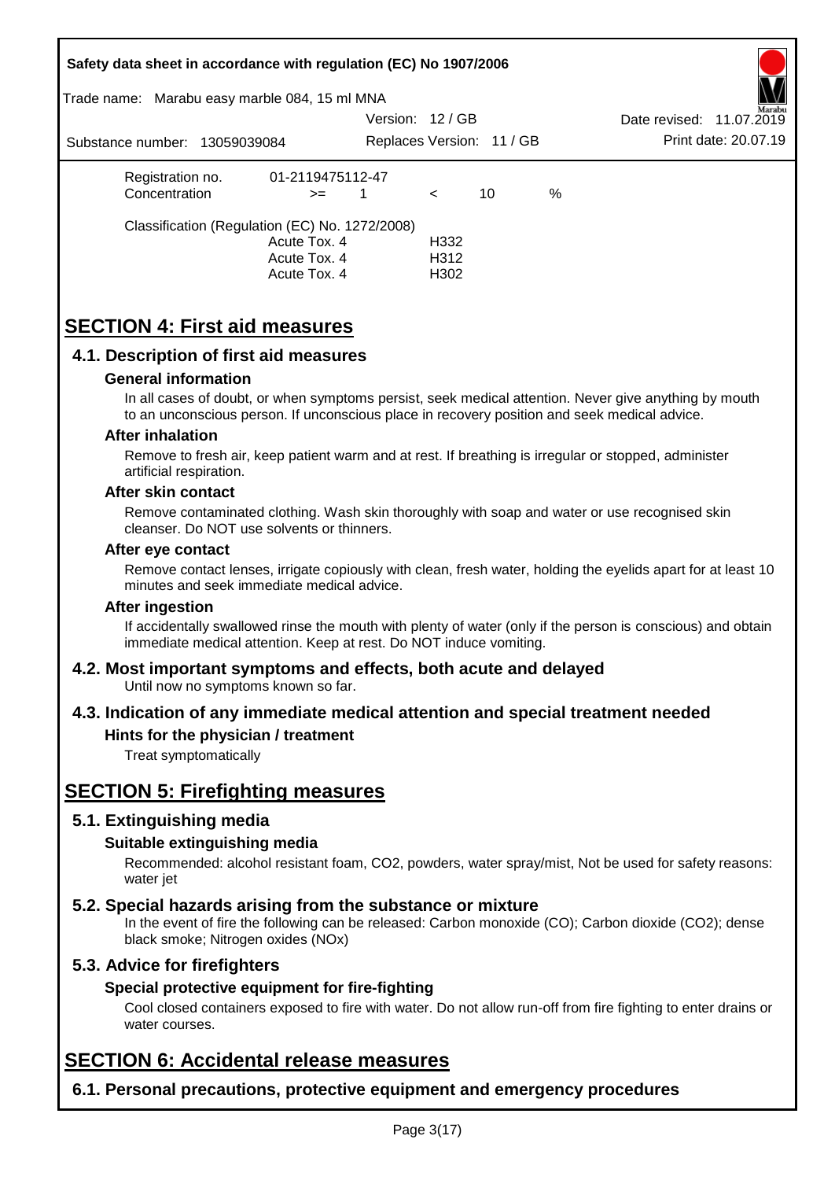Registration no. 01-2119475112-47

Concentration >= 1 < 10 %

Classification (Regulation (EC) No. 1272/2008)

| | |
|---|---|
| Acute Tox. 4 | H332 |
| Acute Tox. 4 | H312 |
| Acute Tox. 4 | H302 |

# SECTION 4: First aid measures

## 4.1. Description of first aid measures

### General information

In all cases of doubt, or when symptoms persist, seek medical attention. Never give anything by mouth to an unconscious person. If unconscious place in recovery position and seek medical advice.

### After inhalation

Remove to fresh air, keep patient warm and at rest. If breathing is irregular or stopped, administer artificial respiration.

### After skin contact

Remove contaminated clothing. Wash skin thoroughly with soap and water or use recognised skin cleanser. Do NOT use solvents or thinners.

### After eye contact

Remove contact lenses, irrigate copiously with clean, fresh water, holding the eyelids apart for at least 10 minutes and seek immediate medical advice.

### After ingestion

If accidentally swallowed rinse the mouth with plenty of water (only if the person is conscious) and obtain immediate medical attention. Keep at rest. Do NOT induce vomiting.

## 4.2. Most important symptoms and effects, both acute and delayed

Until now no symptoms known so far.

## 4.3. Indication of any immediate medical attention and special treatment needed

### Hints for the physician / treatment

Treat symptomatically

# SECTION 5: Firefighting measures

## 5.1. Extinguishing media

### Suitable extinguishing media

Recommended: alcohol resistant foam, $CO_2$, powders, water spray/mist, Not be used for safety reasons: water jet

## 5.2. Special hazards arising from the substance or mixture

In the event of fire the following can be released: Carbon monoxide (CO); Carbon dioxide ($CO_2$); dense black smoke; Nitrogen oxides ($NO_x$)

## 5.3. Advice for firefighters

### Special protective equipment for fire-fighting

Cool closed containers exposed to fire with water. Do not allow run-off from fire fighting to enter drains or water courses.

# SECTION 6: Accidental release measures

## 6.1. Personal precautions, protective equipment and emergency procedures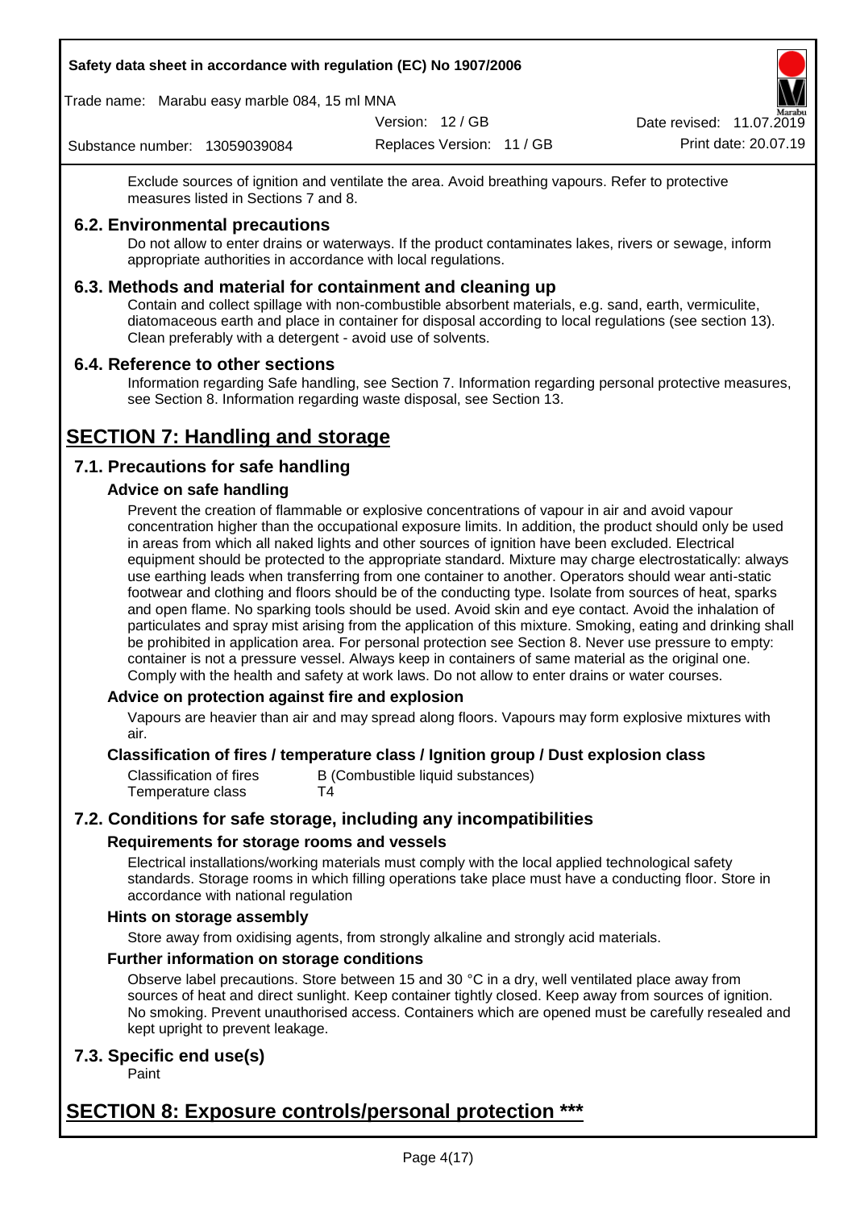Exclude sources of ignition and ventilate the area. Avoid breathing vapours. Refer to protective measures listed in Sections 7 and 8.

### 6.2. Environmental precautions

Do not allow to enter drains or waterways. If the product contaminates lakes, rivers or sewage, inform appropriate authorities in accordance with local regulations.

### 6.3. Methods and material for containment and cleaning up

Contain and collect spillage with non-combustible absorbent materials, e.g. sand, earth, vermiculite, diatomaceous earth and place in container for disposal according to local regulations (see section 13). Clean preferably with a detergent - avoid use of solvents.

### 6.4. Reference to other sections

Information regarding Safe handling, see Section 7. Information regarding personal protective measures, see Section 8. Information regarding waste disposal, see Section 13.

## SECTION 7: Handling and storage

### 7.1. Precautions for safe handling

#### Advice on safe handling

Prevent the creation of flammable or explosive concentrations of vapour in air and avoid vapour concentration higher than the occupational exposure limits. In addition, the product should only be used in areas from which all naked lights and other sources of ignition have been excluded. Electrical equipment should be protected to the appropriate standard. Mixture may charge electrostatically: always use earthing leads when transferring from one container to another. Operators should wear anti-static footwear and clothing and floors should be of the conducting type. Isolate from sources of heat, sparks and open flame. No sparking tools should be used. Avoid skin and eye contact. Avoid the inhalation of particulates and spray mist arising from the application of this mixture. Smoking, eating and drinking shall be prohibited in application area. For personal protection see Section 8. Never use pressure to empty: container is not a pressure vessel. Always keep in containers of same material as the original one. Comply with the health and safety at work laws. Do not allow to enter drains or water courses.

#### Advice on protection against fire and explosion

Vapours are heavier than air and may spread along floors. Vapours may form explosive mixtures with air.

#### Classification of fires / temperature class / Ignition group / Dust explosion class

| | |
|---|---|
| Classification of fires | B (Combustible liquid substances) |
| Temperature class | T4 |

### 7.2. Conditions for safe storage, including any incompatibilities

#### Requirements for storage rooms and vessels

Electrical installations/working materials must comply with the local applied technological safety standards. Storage rooms in which filling operations take place must have a conducting floor. Store in accordance with national regulation

#### Hints on storage assembly

Store away from oxidising agents, from strongly alkaline and strongly acid materials.

#### Further information on storage conditions

Observe label precautions. Store between 15 and 30 °C in a dry, well ventilated place away from sources of heat and direct sunlight. Keep container tightly closed. Keep away from sources of ignition. No smoking. Prevent unauthorised access. Containers which are opened must be carefully resealed and kept upright to prevent leakage.

### 7.3. Specific end use(s)

Paint

## SECTION 8: Exposure controls/personal protection ***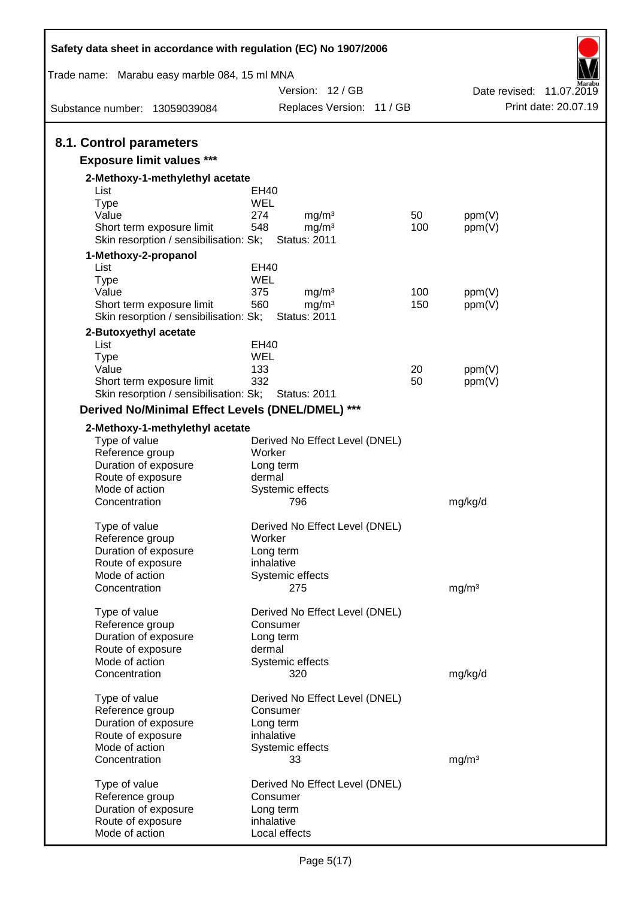## 8.1. Control parameters

### Exposure limit values ***

**2-Methoxy-1-methylethyl acetate**

| | | | | |
|---|---|---|---|---|
| List | EH40 | | | |
| Type | WEL | | | |
| Value | 274 | mg/m³ | 50 | ppm(V) |
| Short term exposure limit | 548 | mg/m³ | 100 | ppm(V) |
| Skin resorption / sensibilisation: Sk; | Status: 2011 | | | |

**1-Methoxy-2-propanol**

| | | | | |
|---|---|---|---|---|
| List | EH40 | | | |
| Type | WEL | | | |
| Value | 375 | mg/m³ | 100 | ppm(V) |
| Short term exposure limit | 560 | mg/m³ | 150 | ppm(V) |
| Skin resorption / sensibilisation: Sk; | Status: 2011 | | | |

**2-Butoxyethyl acetate**

| | | | | |
|---|---|---|---|---|
| List | EH40 | | | |
| Type | WEL | | | |
| Value | 133 | | 20 | ppm(V) |
| Short term exposure limit | 332 | | 50 | ppm(V) |
| Skin resorption / sensibilisation: Sk; | Status: 2011 | | | |

### Derived No/Minimal Effect Levels (DNEL/DMEL) ***

**2-Methoxy-1-methylethyl acetate**

| | | |
|---|---|---|
| Type of value | Derived No Effect Level (DNEL) | |
| Reference group | Worker | |
| Duration of exposure | Long term | |
| Route of exposure | dermal | |
| Mode of action | Systemic effects | |
| Concentration | 796 | mg/kg/d |

| | | |
|---|---|---|
| Type of value | Derived No Effect Level (DNEL) | |
| Reference group | Worker | |
| Duration of exposure | Long term | |
| Route of exposure | inhalative | |
| Mode of action | Systemic effects | |
| Concentration | 275 | mg/m³ |

| | | |
|---|---|---|
| Type of value | Derived No Effect Level (DNEL) | |
| Reference group | Consumer | |
| Duration of exposure | Long term | |
| Route of exposure | dermal | |
| Mode of action | Systemic effects | |
| Concentration | 320 | mg/kg/d |

| | | |
|---|---|---|
| Type of value | Derived No Effect Level (DNEL) | |
| Reference group | Consumer | |
| Duration of exposure | Long term | |
| Route of exposure | inhalative | |
| Mode of action | Systemic effects | |
| Concentration | 33 | mg/m³ |

| | |
|---|---|
| Type of value | Derived No Effect Level (DNEL) |
| Reference group | Consumer |
| Duration of exposure | Long term |
| Route of exposure | inhalative |
| Mode of action | Local effects |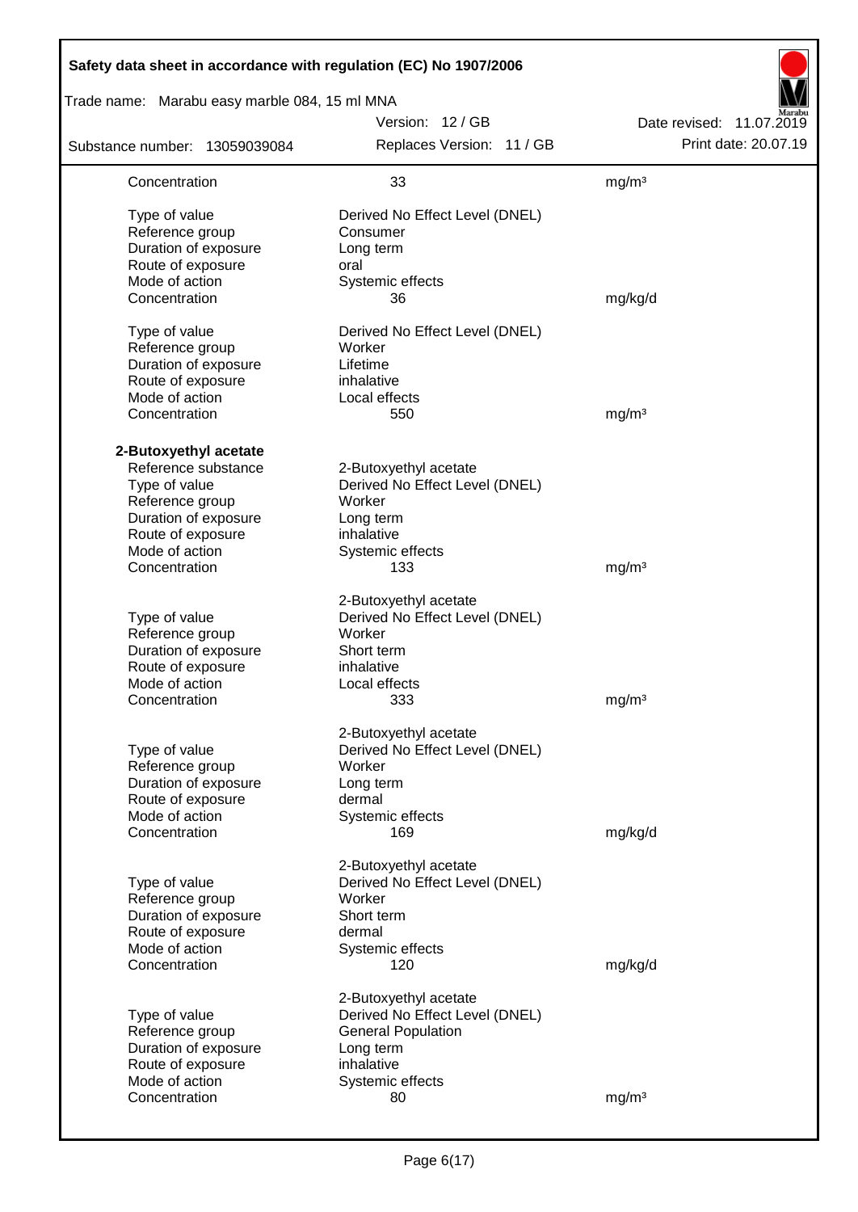| | | |
|---|---|---|
| Concentration | 33 | mg/m³ |
| | | |
| Type of value | Derived No Effect Level (DNEL) | |
| Reference group | Consumer | |
| Duration of exposure | Long term | |
| Route of exposure | oral | |
| Mode of action | Systemic effects | |
| Concentration | 36 | mg/kg/d |
| | | |
| Type of value | Derived No Effect Level (DNEL) | |
| Reference group | Worker | |
| Duration of exposure | Lifetime | |
| Route of exposure | inhalative | |
| Mode of action | Local effects | |
| Concentration | 550 | mg/m³ |

**2-Butoxyethyl acetate**

| | | |
|---|---|---|
| Reference substance | 2-Butoxyethyl acetate | |
| Type of value | Derived No Effect Level (DNEL) | |
| Reference group | Worker | |
| Duration of exposure | Long term | |
| Route of exposure | inhalative | |
| Mode of action | Systemic effects | |
| Concentration | 133 | mg/m³ |
| | | |
| | 2-Butoxyethyl acetate | |
| Type of value | Derived No Effect Level (DNEL) | |
| Reference group | Worker | |
| Duration of exposure | Short term | |
| Route of exposure | inhalative | |
| Mode of action | Local effects | |
| Concentration | 333 | mg/m³ |
| | | |
| | 2-Butoxyethyl acetate | |
| Type of value | Derived No Effect Level (DNEL) | |
| Reference group | Worker | |
| Duration of exposure | Long term | |
| Route of exposure | dermal | |
| Mode of action | Systemic effects | |
| Concentration | 169 | mg/kg/d |
| | | |
| | 2-Butoxyethyl acetate | |
| Type of value | Derived No Effect Level (DNEL) | |
| Reference group | Worker | |
| Duration of exposure | Short term | |
| Route of exposure | dermal | |
| Mode of action | Systemic effects | |
| Concentration | 120 | mg/kg/d |
| | | |
| | 2-Butoxyethyl acetate | |
| Type of value | Derived No Effect Level (DNEL) | |
| Reference group | General Population | |
| Duration of exposure | Long term | |
| Route of exposure | inhalative | |
| Mode of action | Systemic effects | |
| Concentration | 80 | mg/m³ |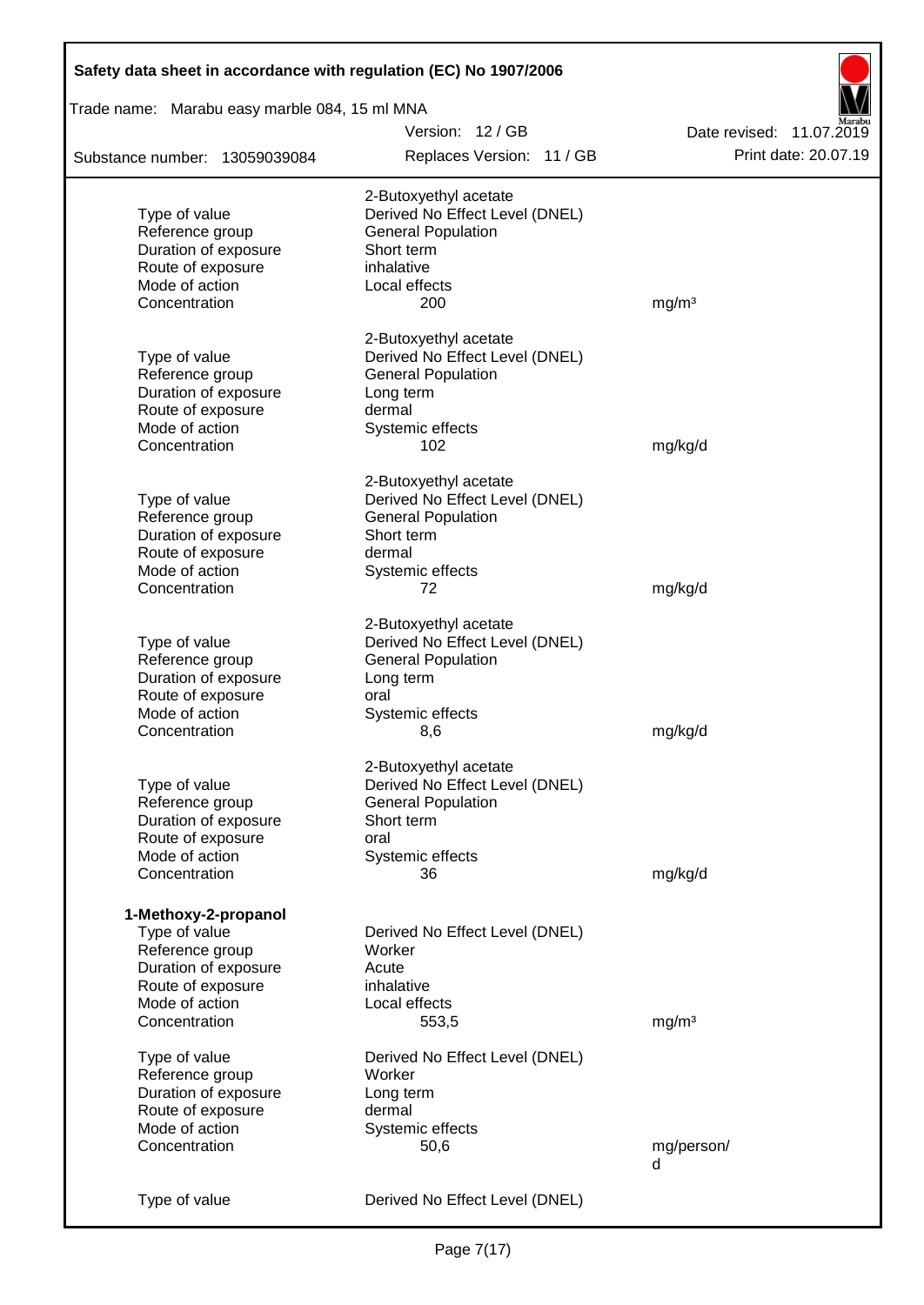| | | |
|---|---|---|
| | 2-Butoxyethyl acetate | |
| Type of value | Derived No Effect Level (DNEL) | |
| Reference group | General Population | |
| Duration of exposure | Short term | |
| Route of exposure | inhalative | |
| Mode of action | Local effects | |
| Concentration | 200 | mg/m³ |
| | 2-Butoxyethyl acetate | |
| Type of value | Derived No Effect Level (DNEL) | |
| Reference group | General Population | |
| Duration of exposure | Long term | |
| Route of exposure | dermal | |
| Mode of action | Systemic effects | |
| Concentration | 102 | mg/kg/d |
| | 2-Butoxyethyl acetate | |
| Type of value | Derived No Effect Level (DNEL) | |
| Reference group | General Population | |
| Duration of exposure | Short term | |
| Route of exposure | dermal | |
| Mode of action | Systemic effects | |
| Concentration | 72 | mg/kg/d |
| | 2-Butoxyethyl acetate | |
| Type of value | Derived No Effect Level (DNEL) | |
| Reference group | General Population | |
| Duration of exposure | Long term | |
| Route of exposure | oral | |
| Mode of action | Systemic effects | |
| Concentration | 8,6 | mg/kg/d |
| | 2-Butoxyethyl acetate | |
| Type of value | Derived No Effect Level (DNEL) | |
| Reference group | General Population | |
| Duration of exposure | Short term | |
| Route of exposure | oral | |
| Mode of action | Systemic effects | |
| Concentration | 36 | mg/kg/d |

**1-Methoxy-2-propanol**

| | | |
|---|---|---|
| Type of value | Derived No Effect Level (DNEL) | |
| Reference group | Worker | |
| Duration of exposure | Acute | |
| Route of exposure | inhalative | |
| Mode of action | Local effects | |
| Concentration | 553,5 | mg/m³ |
| Type of value | Derived No Effect Level (DNEL) | |
| Reference group | Worker | |
| Duration of exposure | Long term | |
| Route of exposure | dermal | |
| Mode of action | Systemic effects | |
| Concentration | 50,6 | mg/person/d |
| Type of value | Derived No Effect Level (DNEL) | |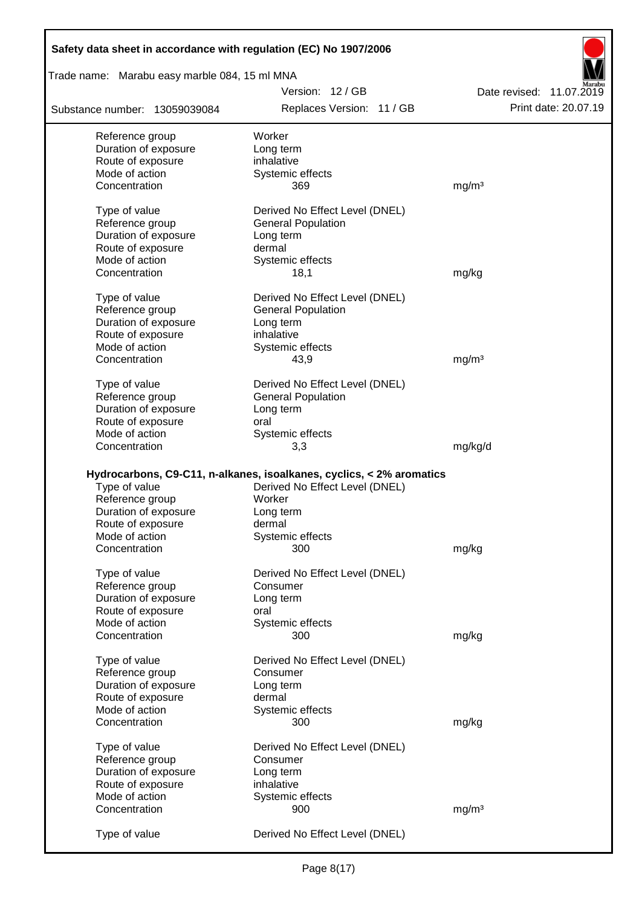| | | |
|---|---|---|
| Reference group | Worker | |
| Duration of exposure | Long term | |
| Route of exposure | inhalative | |
| Mode of action | Systemic effects | |
| Concentration | 369 | mg/m³ |
| | | |
| Type of value | Derived No Effect Level (DNEL) | |
| Reference group | General Population | |
| Duration of exposure | Long term | |
| Route of exposure | dermal | |
| Mode of action | Systemic effects | |
| Concentration | 18,1 | mg/kg |
| | | |
| Type of value | Derived No Effect Level (DNEL) | |
| Reference group | General Population | |
| Duration of exposure | Long term | |
| Route of exposure | inhalative | |
| Mode of action | Systemic effects | |
| Concentration | 43,9 | mg/m³ |
| | | |
| Type of value | Derived No Effect Level (DNEL) | |
| Reference group | General Population | |
| Duration of exposure | Long term | |
| Route of exposure | oral | |
| Mode of action | Systemic effects | |
| Concentration | 3,3 | mg/kg/d |

**Hydrocarbons, C9-C11, n-alkanes, isoalkanes, cyclics, < 2% aromatics**

| | | |
|---|---|---|
| Type of value | Derived No Effect Level (DNEL) | |
| Reference group | Worker | |
| Duration of exposure | Long term | |
| Route of exposure | dermal | |
| Mode of action | Systemic effects | |
| Concentration | 300 | mg/kg |
| | | |
| Type of value | Derived No Effect Level (DNEL) | |
| Reference group | Consumer | |
| Duration of exposure | Long term | |
| Route of exposure | oral | |
| Mode of action | Systemic effects | |
| Concentration | 300 | mg/kg |
| | | |
| Type of value | Derived No Effect Level (DNEL) | |
| Reference group | Consumer | |
| Duration of exposure | Long term | |
| Route of exposure | dermal | |
| Mode of action | Systemic effects | |
| Concentration | 300 | mg/kg |
| | | |
| Type of value | Derived No Effect Level (DNEL) | |
| Reference group | Consumer | |
| Duration of exposure | Long term | |
| Route of exposure | inhalative | |
| Mode of action | Systemic effects | |
| Concentration | 900 | mg/m³ |
| | | |
| Type of value | Derived No Effect Level (DNEL) | |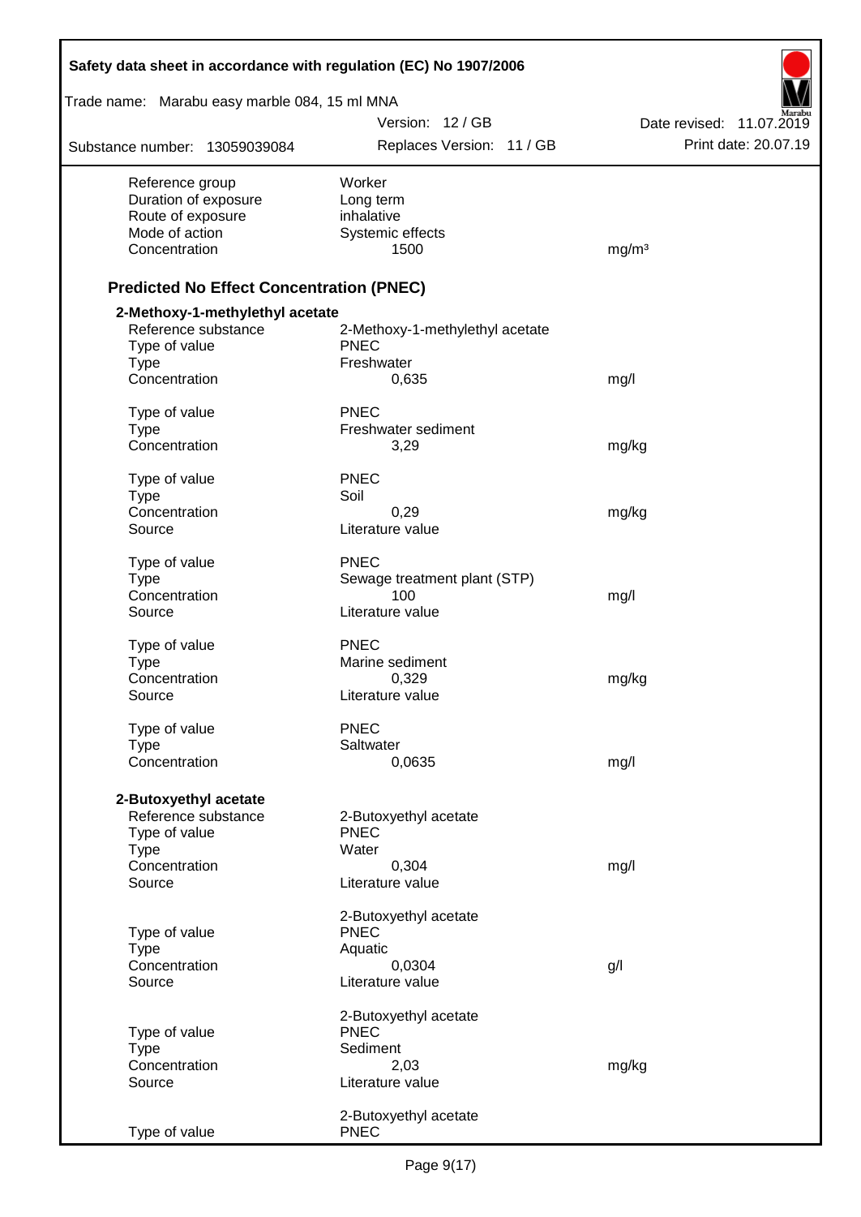| | | |
|---|---|---|
| Reference group | Worker | |
| Duration of exposure | Long term | |
| Route of exposure | inhalative | |
| Mode of action | Systemic effects | |
| Concentration | 1500 | mg/m³ |

## Predicted No Effect Concentration (PNEC)

**2-Methoxy-1-methylethyl acetate**

| | | |
|---|---|---|
| Reference substance | 2-Methoxy-1-methylethyl acetate | |
| Type of value | PNEC | |
| Type | Freshwater | |
| Concentration | 0,635 | mg/l |
| | | |
| Type of value | PNEC | |
| Type | Freshwater sediment | |
| Concentration | 3,29 | mg/kg |
| | | |
| Type of value | PNEC | |
| Type | Soil | |
| Concentration | 0,29 | mg/kg |
| Source | Literature value | |
| | | |
| Type of value | PNEC | |
| Type | Sewage treatment plant (STP) | |
| Concentration | 100 | mg/l |
| Source | Literature value | |
| | | |
| Type of value | PNEC | |
| Type | Marine sediment | |
| Concentration | 0,329 | mg/kg |
| Source | Literature value | |
| | | |
| Type of value | PNEC | |
| Type | Saltwater | |
| Concentration | 0,0635 | mg/l |

**2-Butoxyethyl acetate**

| | | |
|---|---|---|
| Reference substance | 2-Butoxyethyl acetate | |
| Type of value | PNEC | |
| Type | Water | |
| Concentration | 0,304 | mg/l |
| Source | Literature value | |
| | | |
| | 2-Butoxyethyl acetate | |
| Type of value | PNEC | |
| Type | Aquatic | |
| Concentration | 0,0304 | g/l |
| Source | Literature value | |
| | | |
| | 2-Butoxyethyl acetate | |
| Type of value | PNEC | |
| Type | Sediment | |
| Concentration | 2,03 | mg/kg |
| Source | Literature value | |
| | | |
| | 2-Butoxyethyl acetate | |
| Type of value | PNEC | |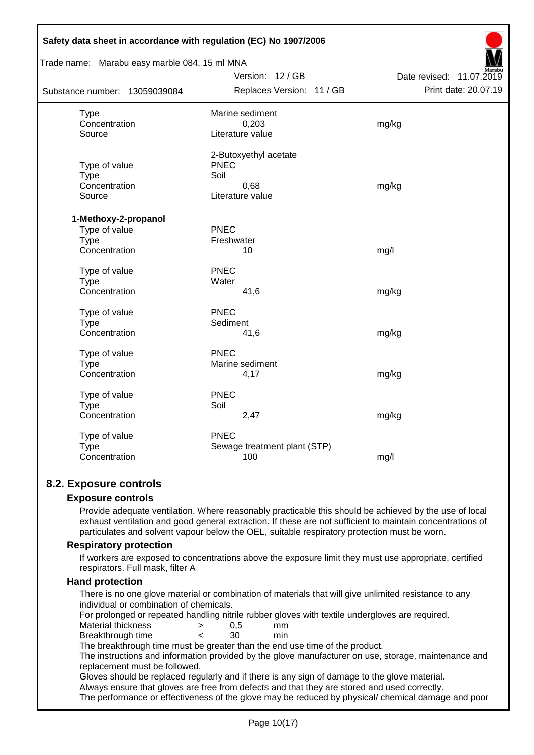| | | |
|---|---|---|
| Type | Marine sediment | |
| Concentration | 0,203 | mg/kg |
| Source | Literature value | |
| | 2-Butoxyethyl acetate | |
| Type of value | PNEC | |
| Type | Soil | |
| Concentration | 0,68 | mg/kg |
| Source | Literature value | |

**1-Methoxy-2-propanol**

| | | |
|---|---|---|
| Type of value | PNEC | |
| Type | Freshwater | |
| Concentration | 10 | mg/l |
| Type of value | PNEC | |
| Type | Water | |
| Concentration | 41,6 | mg/kg |
| Type of value | PNEC | |
| Type | Sediment | |
| Concentration | 41,6 | mg/kg |
| Type of value | PNEC | |
| Type | Marine sediment | |
| Concentration | 4,17 | mg/kg |
| Type of value | PNEC | |
| Type | Soil | |
| Concentration | 2,47 | mg/kg |
| Type of value | PNEC | |
| Type | Sewage treatment plant (STP) | |
| Concentration | 100 | mg/l |

## 8.2. Exposure controls

### Exposure controls

Provide adequate ventilation. Where reasonably practicable this should be achieved by the use of local exhaust ventilation and good general extraction. If these are not sufficient to maintain concentrations of particulates and solvent vapour below the OEL, suitable respiratory protection must be worn.

### Respiratory protection

If workers are exposed to concentrations above the exposure limit they must use appropriate, certified respirators. Full mask, filter A

### Hand protection

There is no one glove material or combination of materials that will give unlimited resistance to any individual or combination of chemicals.

For prolonged or repeated handling nitrile rubber gloves with textile undergloves are required.

| | | | |
|---|---|---|---|
| Material thickness | > | 0,5 | mm |
| Breakthrough time | < | 30 | min |

The breakthrough time must be greater than the end use time of the product.

The instructions and information provided by the glove manufacturer on use, storage, maintenance and replacement must be followed.

Gloves should be replaced regularly and if there is any sign of damage to the glove material.

Always ensure that gloves are free from defects and that they are stored and used correctly.

The performance or effectiveness of the glove may be reduced by physical/ chemical damage and poor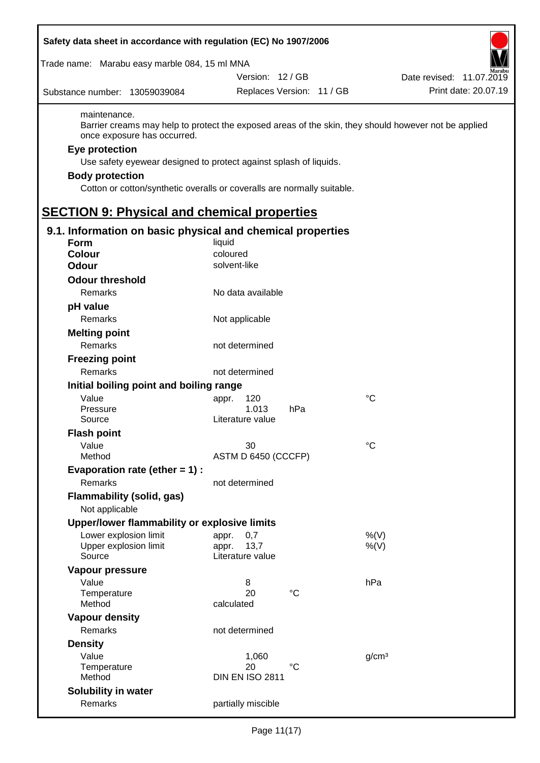maintenance.

Barrier creams may help to protect the exposed areas of the skin, they should however not be applied once exposure has occurred.

**Eye protection**

Use safety eyewear designed to protect against splash of liquids.

**Body protection**

Cotton or cotton/synthetic overalls or coveralls are normally suitable.

# SECTION 9: Physical and chemical properties

## 9.1. Information on basic physical and chemical properties

| | | | |
|---|---|---|---|
| **Form** | liquid | | |
| **Colour** | coloured | | |
| **Odour** | solvent-like | | |
| **Odour threshold** | | | |
| Remarks | No data available | | |
| **pH value** | | | |
| Remarks | Not applicable | | |
| **Melting point** | | | |
| Remarks | not determined | | |
| **Freezing point** | | | |
| Remarks | not determined | | |
| **Initial boiling point and boiling range** | | | |
| Value | appr. 120 | | °C |
| Pressure | 1.013 | hPa | |
| Source | Literature value | | |
| **Flash point** | | | |
| Value | 30 | | °C |
| Method | ASTM D 6450 (CCCFP) | | |
| **Evaporation rate (ether = 1) :** | | | |
| Remarks | not determined | | |
| **Flammability (solid, gas)** | | | |
| Not applicable | | | |
| **Upper/lower flammability or explosive limits** | | | |
| Lower explosion limit | appr. 0,7 | | %(V) |
| Upper explosion limit | appr. 13,7 | | %(V) |
| Source | Literature value | | |
| **Vapour pressure** | | | |
| Value | 8 | | hPa |
| Temperature | 20 | °C | |
| Method | calculated | | |
| **Vapour density** | | | |
| Remarks | not determined | | |
| **Density** | | | |
| Value | 1,060 | | g/cm³ |
| Temperature | 20 | °C | |
| Method | DIN EN ISO 2811 | | |
| **Solubility in water** | | | |
| Remarks | partially miscible | | |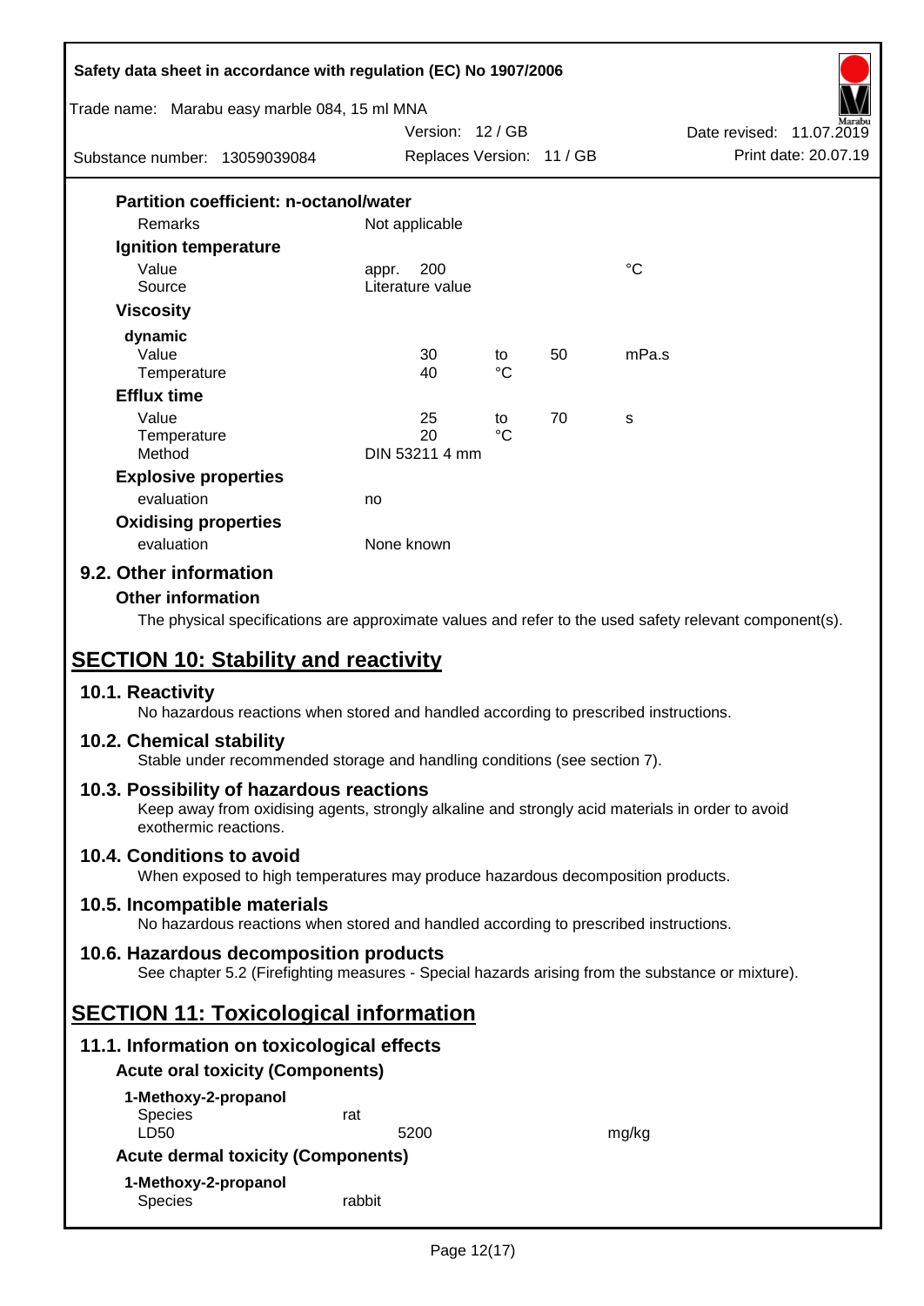**Partition coefficient: n-octanol/water**

| | | | | |
|---|---|---|---|---|
| Remarks | Not applicable | | | |

**Ignition temperature**

| | | | | |
|---|---|---|---|---|
| Value | appr. 200 | | | °C |
| Source | Literature value | | | |

**Viscosity**

**dynamic**

| | | | | |
|---|---|---|---|---|
| Value | 30 | to | 50 | mPa.s |
| Temperature | 40 | °C | | |

**Efflux time**

| | | | | |
|---|---|---|---|---|
| Value | 25 | to | 70 | s |
| Temperature | 20 | °C | | |
| Method | DIN 53211 4 mm | | | |

**Explosive properties**

| | |
|---|---|
| evaluation | no |

**Oxidising properties**

| | |
|---|---|
| evaluation | None known |

### 9.2. Other information

**Other information**

The physical specifications are approximate values and refer to the used safety relevant component(s).

## SECTION 10: Stability and reactivity

### 10.1. Reactivity

No hazardous reactions when stored and handled according to prescribed instructions.

### 10.2. Chemical stability

Stable under recommended storage and handling conditions (see section 7).

### 10.3. Possibility of hazardous reactions

Keep away from oxidising agents, strongly alkaline and strongly acid materials in order to avoid exothermic reactions.

### 10.4. Conditions to avoid

When exposed to high temperatures may produce hazardous decomposition products.

### 10.5. Incompatible materials

No hazardous reactions when stored and handled according to prescribed instructions.

### 10.6. Hazardous decomposition products

See chapter 5.2 (Firefighting measures - Special hazards arising from the substance or mixture).

## SECTION 11: Toxicological information

### 11.1. Information on toxicological effects

**Acute oral toxicity (Components)**

**1-Methoxy-2-propanol**

| | | |
|---|---|---|
| Species | rat | |
| LD50 | 5200 | mg/kg |

**Acute dermal toxicity (Components)**

**1-Methoxy-2-propanol**

| | |
|---|---|
| Species | rabbit |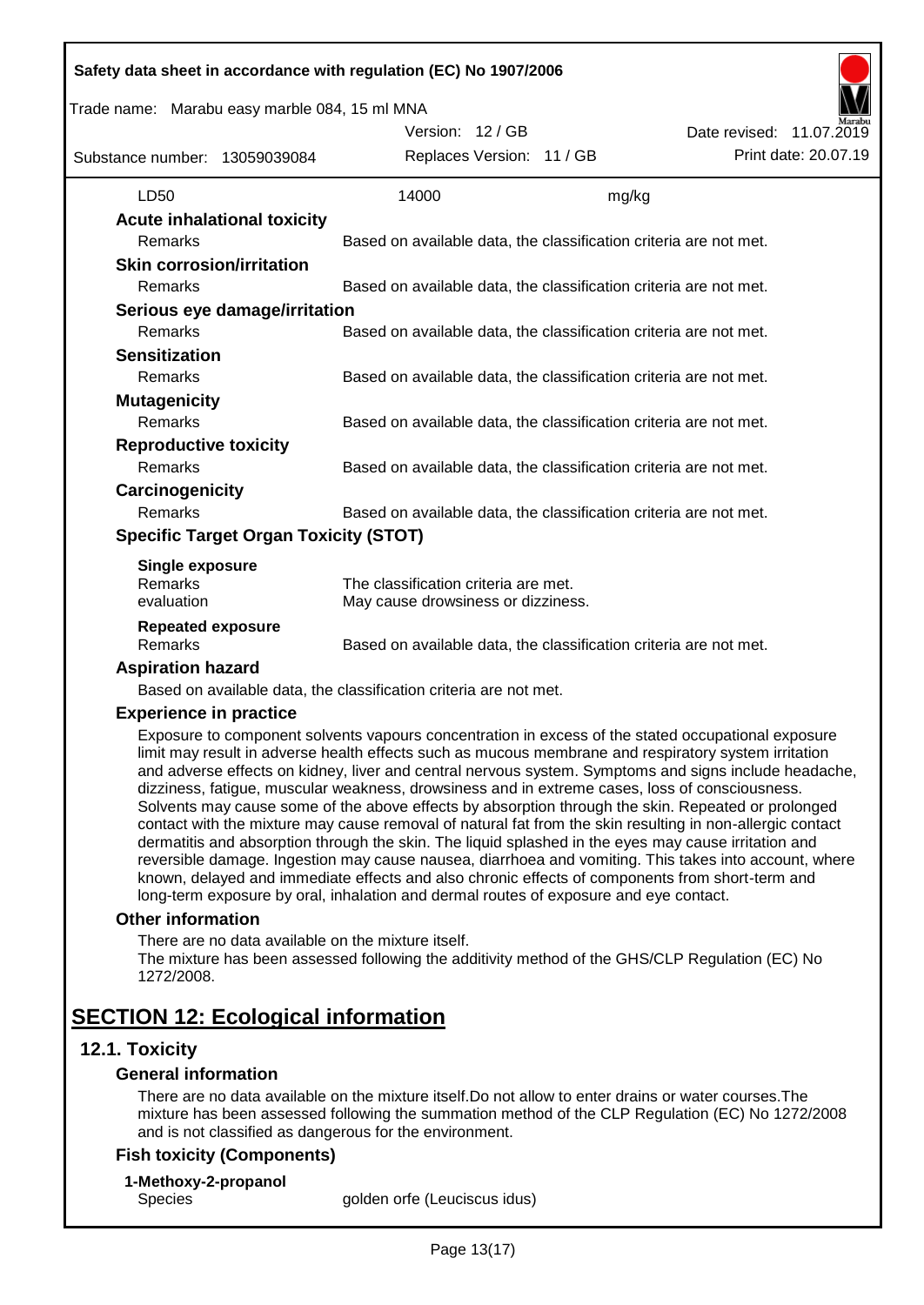| | | |
|---|---|---|
| LD50 | 14000 | mg/kg |

### Acute inhalational toxicity

| | |
|---|---|
| Remarks | Based on available data, the classification criteria are not met. |

### Skin corrosion/irritation

| | |
|---|---|
| Remarks | Based on available data, the classification criteria are not met. |

### Serious eye damage/irritation

| | |
|---|---|
| Remarks | Based on available data, the classification criteria are not met. |

### Sensitization

| | |
|---|---|
| Remarks | Based on available data, the classification criteria are not met. |

### Mutagenicity

| | |
|---|---|
| Remarks | Based on available data, the classification criteria are not met. |

### Reproductive toxicity

| | |
|---|---|
| Remarks | Based on available data, the classification criteria are not met. |

### Carcinogenicity

| | |
|---|---|
| Remarks | Based on available data, the classification criteria are not met. |

### Specific Target Organ Toxicity (STOT)

**Single exposure**

| | |
|---|---|
| Remarks | The classification criteria are met. |
| evaluation | May cause drowsiness or dizziness. |

**Repeated exposure**

| | |
|---|---|
| Remarks | Based on available data, the classification criteria are not met. |

### Aspiration hazard

Based on available data, the classification criteria are not met.

### Experience in practice

Exposure to component solvents vapours concentration in excess of the stated occupational exposure limit may result in adverse health effects such as mucous membrane and respiratory system irritation and adverse effects on kidney, liver and central nervous system. Symptoms and signs include headache, dizziness, fatigue, muscular weakness, drowsiness and in extreme cases, loss of consciousness. Solvents may cause some of the above effects by absorption through the skin. Repeated or prolonged contact with the mixture may cause removal of natural fat from the skin resulting in non-allergic contact dermatitis and absorption through the skin. The liquid splashed in the eyes may cause irritation and reversible damage. Ingestion may cause nausea, diarrhoea and vomiting. This takes into account, where known, delayed and immediate effects and also chronic effects of components from short-term and long-term exposure by oral, inhalation and dermal routes of exposure and eye contact.

### Other information

There are no data available on the mixture itself.
The mixture has been assessed following the additivity method of the GHS/CLP Regulation (EC) No 1272/2008.

# SECTION 12: Ecological information

## 12.1. Toxicity

### General information

There are no data available on the mixture itself.Do not allow to enter drains or water courses.The mixture has been assessed following the summation method of the CLP Regulation (EC) No 1272/2008 and is not classified as dangerous for the environment.

### Fish toxicity (Components)

**1-Methoxy-2-propanol**

| | |
|---|---|
| Species | golden orfe (Leuciscus idus) |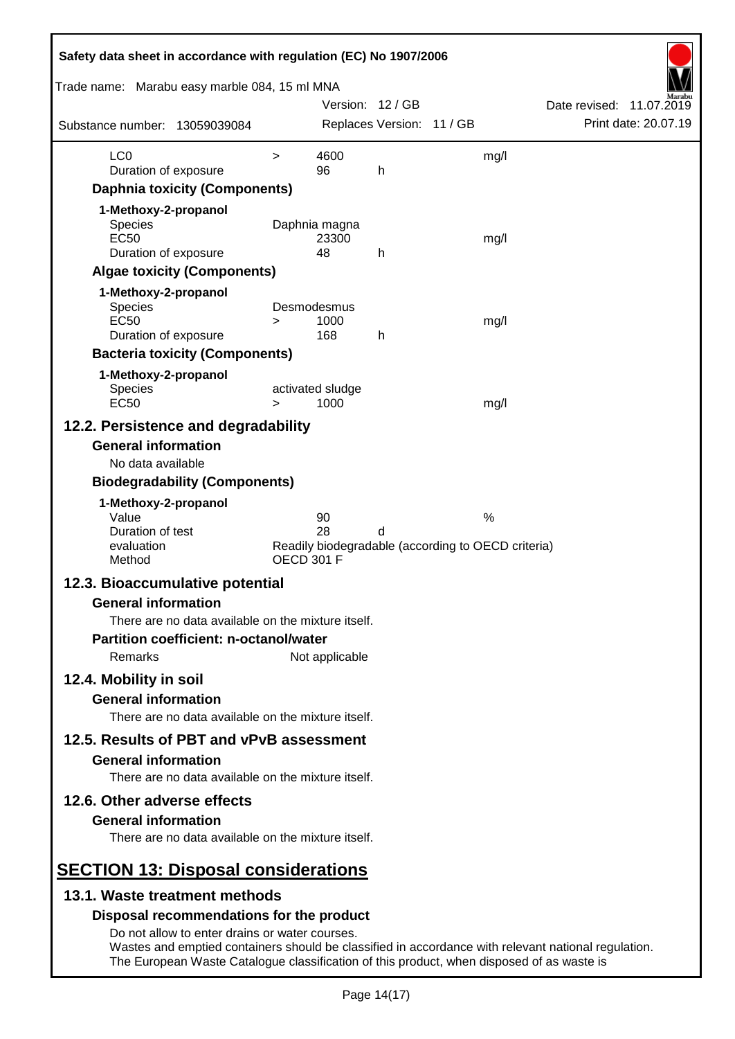| | | | | |
|---|---|---|---|---|
| LC0 | > | 4600 | | mg/l |
| Duration of exposure | | 96 | h | |

**Daphnia toxicity (Components)**

**1-Methoxy-2-propanol**

| | | | | |
|---|---|---|---|---|
| Species | | Daphnia magna | | |
| EC50 | | 23300 | | mg/l |
| Duration of exposure | | 48 | h | |

**Algae toxicity (Components)**

**1-Methoxy-2-propanol**

| | | | | |
|---|---|---|---|---|
| Species | | Desmodesmus | | |
| EC50 | > | 1000 | | mg/l |
| Duration of exposure | | 168 | h | |

**Bacteria toxicity (Components)**

**1-Methoxy-2-propanol**

| | | | | |
|---|---|---|---|---|
| Species | | activated sludge | | |
| EC50 | > | 1000 | | mg/l |

## 12.2. Persistence and degradability

**General information**

No data available

**Biodegradability (Components)**

**1-Methoxy-2-propanol**

| | | | |
|---|---|---|---|
| Value | 90 | | % |
| Duration of test | 28 | d | |
| evaluation | Readily biodegradable (according to OECD criteria) | | |
| Method | OECD 301 F | | |

## 12.3. Bioaccumulative potential

**General information**

There are no data available on the mixture itself.

**Partition coefficient: n-octanol/water**

Remarks Not applicable

## 12.4. Mobility in soil

**General information**

There are no data available on the mixture itself.

## 12.5. Results of PBT and vPvB assessment

**General information**

There are no data available on the mixture itself.

## 12.6. Other adverse effects

**General information**

There are no data available on the mixture itself.

# SECTION 13: Disposal considerations

## 13.1. Waste treatment methods

**Disposal recommendations for the product**

Do not allow to enter drains or water courses.
Wastes and emptied containers should be classified in accordance with relevant national regulation.
The European Waste Catalogue classification of this product, when disposed of as waste is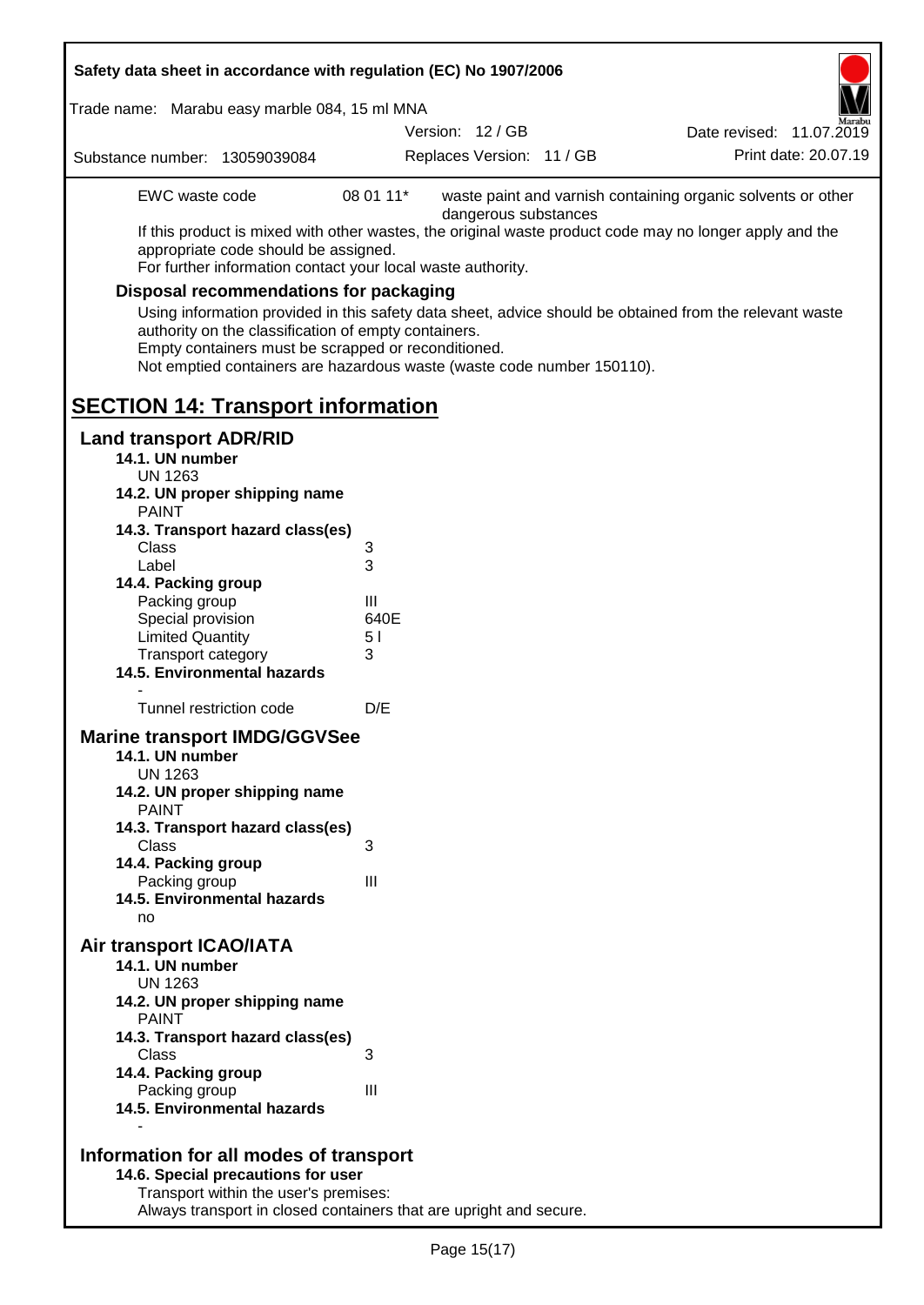| EWC waste code | 08 01 11* | waste paint and varnish containing organic solvents or other dangerous substances |
|---|---|---|

If this product is mixed with other wastes, the original waste product code may no longer apply and the appropriate code should be assigned.
For further information contact your local waste authority.

### Disposal recommendations for packaging

Using information provided in this safety data sheet, advice should be obtained from the relevant waste authority on the classification of empty containers.
Empty containers must be scrapped or reconditioned.
Not emptied containers are hazardous waste (waste code number 150110).

# SECTION 14: Transport information

## Land transport ADR/RID

**14.1. UN number**
UN 1263

**14.2. UN proper shipping name**
PAINT

**14.3. Transport hazard class(es)**

| | |
|---|---|
| Class | 3 |
| Label | 3 |

**14.4. Packing group**

| | |
|---|---|
| Packing group | III |
| Special provision | 640E |
| Limited Quantity | 5 l |
| Transport category | 3 |

**14.5. Environmental hazards**
-

| | |
|---|---|
| Tunnel restriction code | D/E |

## Marine transport IMDG/GGVSee

**14.1. UN number**
UN 1263

**14.2. UN proper shipping name**
PAINT

**14.3. Transport hazard class(es)**

| | |
|---|---|
| Class | 3 |

**14.4. Packing group**

| | |
|---|---|
| Packing group | III |

**14.5. Environmental hazards**
no

## Air transport ICAO/IATA

**14.1. UN number**
UN 1263

**14.2. UN proper shipping name**
PAINT

**14.3. Transport hazard class(es)**

| | |
|---|---|
| Class | 3 |

**14.4. Packing group**

| | |
|---|---|
| Packing group | III |

**14.5. Environmental hazards**
-

## Information for all modes of transport

**14.6. Special precautions for user**
Transport within the user's premises:
Always transport in closed containers that are upright and secure.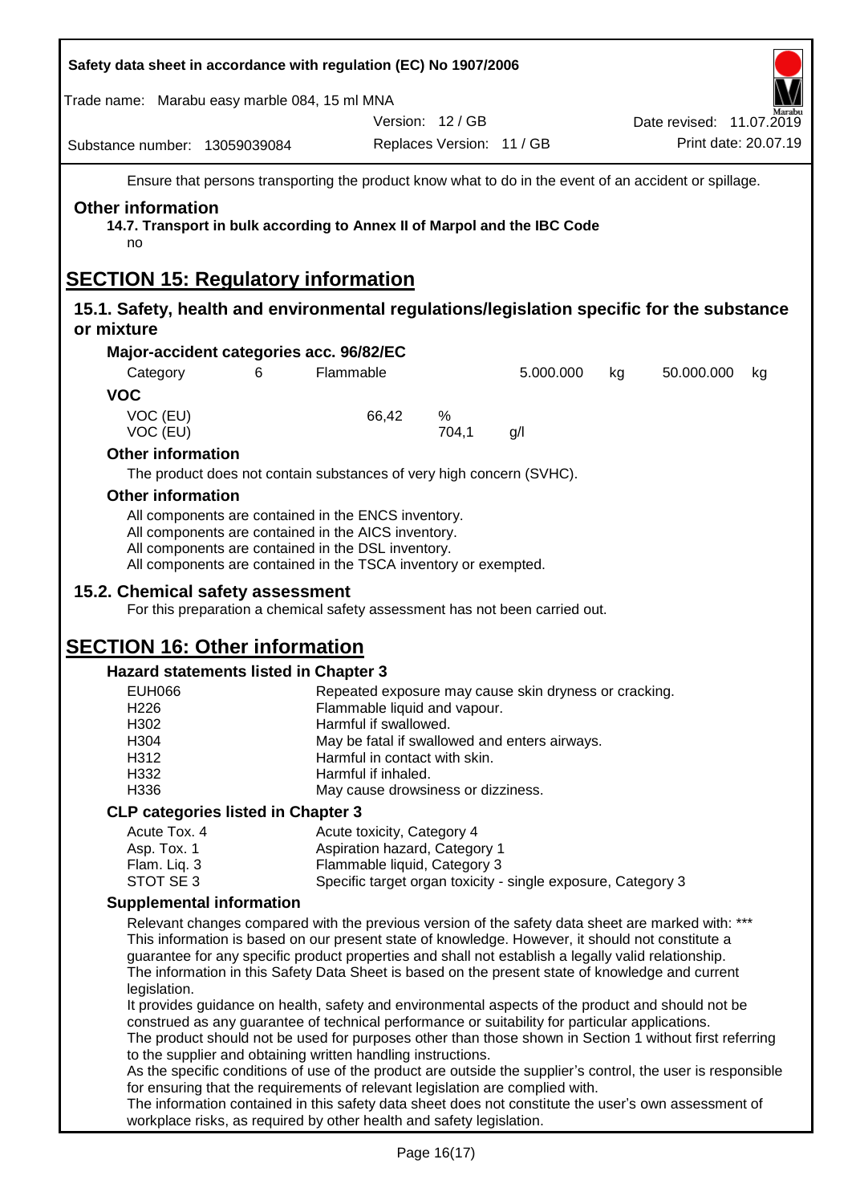Ensure that persons transporting the product know what to do in the event of an accident or spillage.

### Other information

**14.7. Transport in bulk according to Annex II of Marpol and the IBC Code**

no

# SECTION 15: Regulatory information

## 15.1. Safety, health and environmental regulations/legislation specific for the substance or mixture

### Major-accident categories acc. 96/82/EC

| Category | 6 | Flammable | 5.000.000 | kg | 50.000.000 | kg |
|---|---|---|---|---|---|---|

### VOC

| | | |
|---|---|---|
| VOC (EU) | 66,42 | % |
| VOC (EU) | 704,1 | g/l |

### Other information

The product does not contain substances of very high concern (SVHC).

### Other information

All components are contained in the ENCS inventory.
All components are contained in the AICS inventory.
All components are contained in the DSL inventory.
All components are contained in the TSCA inventory or exempted.

## 15.2. Chemical safety assessment

For this preparation a chemical safety assessment has not been carried out.

# SECTION 16: Other information

### Hazard statements listed in Chapter 3

| | |
|---|---|
| EUH066 | Repeated exposure may cause skin dryness or cracking. |
| H226 | Flammable liquid and vapour. |
| H302 | Harmful if swallowed. |
| H304 | May be fatal if swallowed and enters airways. |
| H312 | Harmful in contact with skin. |
| H332 | Harmful if inhaled. |
| H336 | May cause drowsiness or dizziness. |

### CLP categories listed in Chapter 3

| | |
|---|---|
| Acute Tox. 4 | Acute toxicity, Category 4 |
| Asp. Tox. 1 | Aspiration hazard, Category 1 |
| Flam. Liq. 3 | Flammable liquid, Category 3 |
| STOT SE 3 | Specific target organ toxicity - single exposure, Category 3 |

### Supplemental information

Relevant changes compared with the previous version of the safety data sheet are marked with: ***
This information is based on our present state of knowledge. However, it should not constitute a guarantee for any specific product properties and shall not establish a legally valid relationship.
The information in this Safety Data Sheet is based on the present state of knowledge and current legislation.
It provides guidance on health, safety and environmental aspects of the product and should not be construed as any guarantee of technical performance or suitability for particular applications.
The product should not be used for purposes other than those shown in Section 1 without first referring to the supplier and obtaining written handling instructions.
As the specific conditions of use of the product are outside the supplier's control, the user is responsible for ensuring that the requirements of relevant legislation are complied with.
The information contained in this safety data sheet does not constitute the user's own assessment of workplace risks, as required by other health and safety legislation.